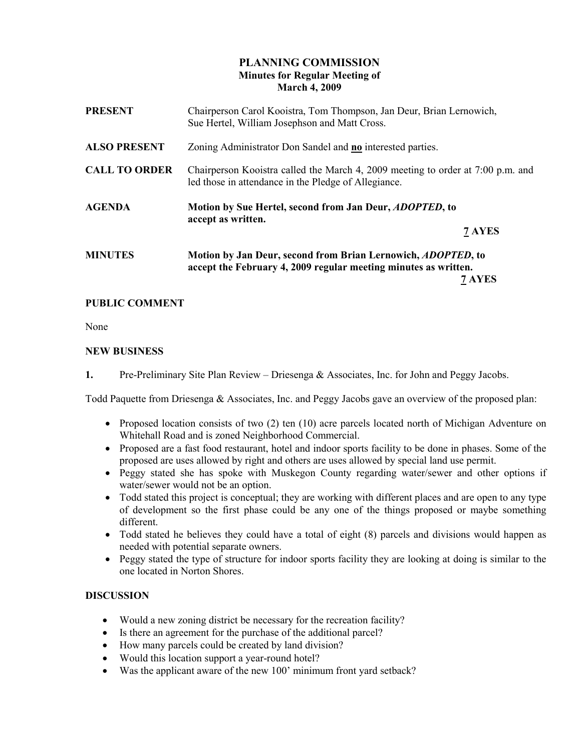# PLANNING COMMISSION
## Minutes for Regular Meeting of
## March 4, 2009

**PRESENT** Chairperson Carol Kooistra, Tom Thompson, Jan Deur, Brian Lernowich, Sue Hertel, William Josephson and Matt Cross.

**ALSO PRESENT** Zoning Administrator Don Sandel and **<u>no</u>** interested parties.

**CALL TO ORDER** Chairperson Kooistra called the March 4, 2009 meeting to order at 7:00 p.m. and led those in attendance in the Pledge of Allegiance.

**AGENDA** **Motion by Sue Hertel, second from Jan Deur, *ADOPTED*, to accept as written.**

**<u>7</u> AYES**

**MINUTES** **Motion by Jan Deur, second from Brian Lernowich, *ADOPTED*, to accept the February 4, 2009 regular meeting minutes as written.**

**<u>7</u> AYES**

### PUBLIC COMMENT

None

### NEW BUSINESS

**1.** Pre-Preliminary Site Plan Review – Driesenga & Associates, Inc. for John and Peggy Jacobs.

Todd Paquette from Driesenga & Associates, Inc. and Peggy Jacobs gave an overview of the proposed plan:

- Proposed location consists of two (2) ten (10) acre parcels located north of Michigan Adventure on Whitehall Road and is zoned Neighborhood Commercial.
- Proposed are a fast food restaurant, hotel and indoor sports facility to be done in phases. Some of the proposed are uses allowed by right and others are uses allowed by special land use permit.
- Peggy stated she has spoke with Muskegon County regarding water/sewer and other options if water/sewer would not be an option.
- Todd stated this project is conceptual; they are working with different places and are open to any type of development so the first phase could be any one of the things proposed or maybe something different.
- Todd stated he believes they could have a total of eight (8) parcels and divisions would happen as needed with potential separate owners.
- Peggy stated the type of structure for indoor sports facility they are looking at doing is similar to the one located in Norton Shores.

### DISCUSSION

- Would a new zoning district be necessary for the recreation facility?
- Is there an agreement for the purchase of the additional parcel?
- How many parcels could be created by land division?
- Would this location support a year-round hotel?
- Was the applicant aware of the new 100' minimum front yard setback?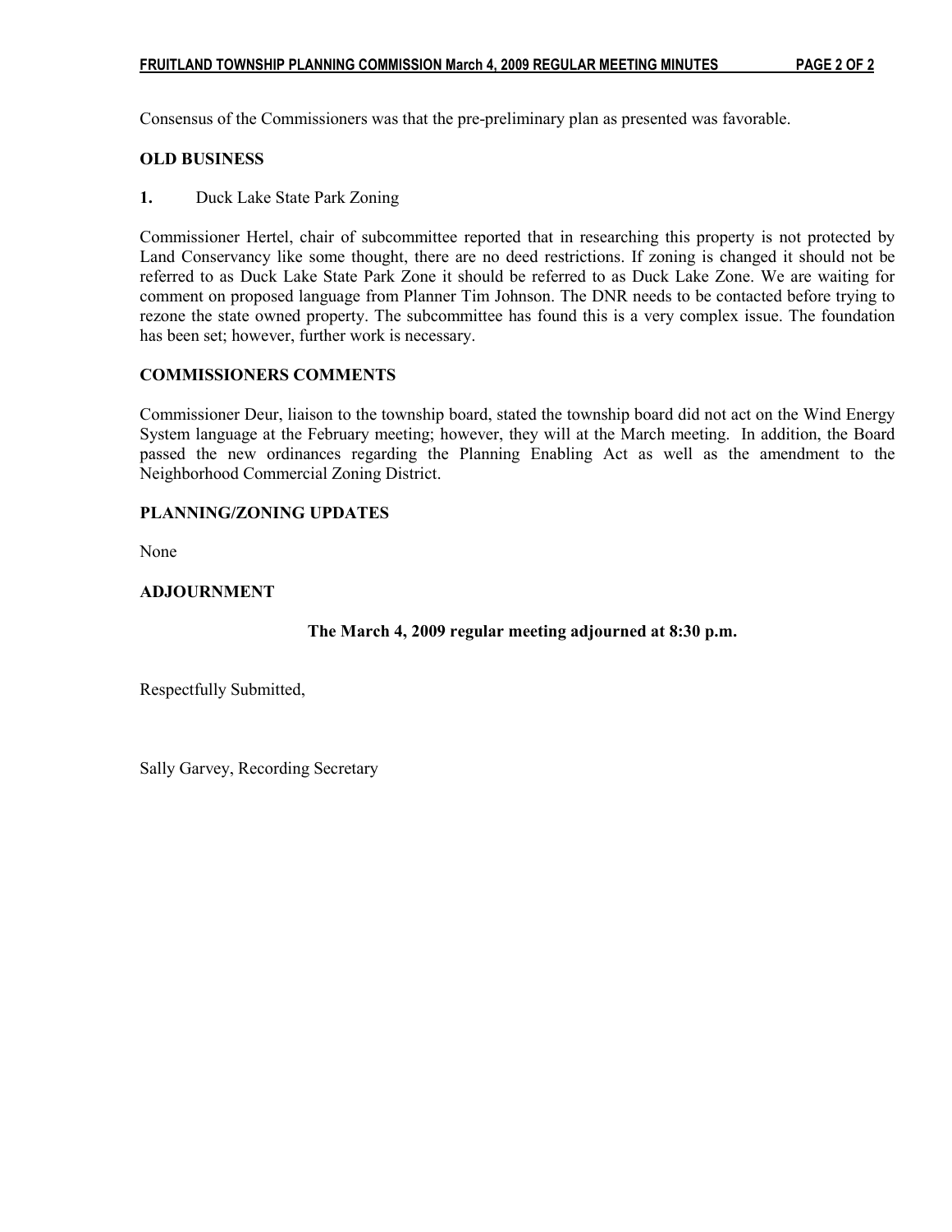Consensus of the Commissioners was that the pre-preliminary plan as presented was favorable.

**OLD BUSINESS**

**1.** Duck Lake State Park Zoning

Commissioner Hertel, chair of subcommittee reported that in researching this property is not protected by Land Conservancy like some thought, there are no deed restrictions. If zoning is changed it should not be referred to as Duck Lake State Park Zone it should be referred to as Duck Lake Zone. We are waiting for comment on proposed language from Planner Tim Johnson. The DNR needs to be contacted before trying to rezone the state owned property. The subcommittee has found this is a very complex issue. The foundation has been set; however, further work is necessary.

**COMMISSIONERS COMMENTS**

Commissioner Deur, liaison to the township board, stated the township board did not act on the Wind Energy System language at the February meeting; however, they will at the March meeting. In addition, the Board passed the new ordinances regarding the Planning Enabling Act as well as the amendment to the Neighborhood Commercial Zoning District.

**PLANNING/ZONING UPDATES**

None

**ADJOURNMENT**

**The March 4, 2009 regular meeting adjourned at 8:30 p.m.**

Respectfully Submitted,

Sally Garvey, Recording Secretary